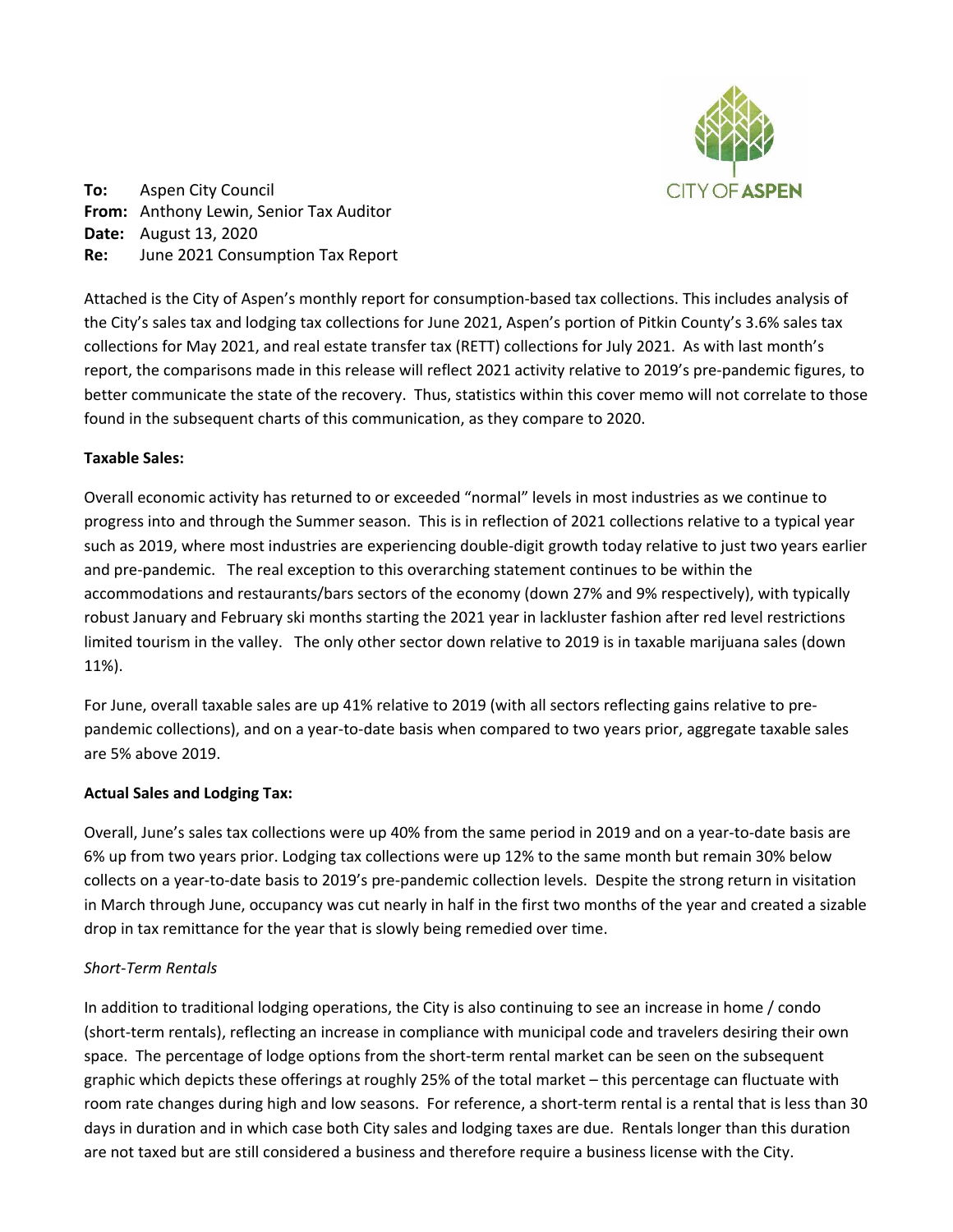CITY OF ASPEN

**To:** Aspen City Council
**From:** Anthony Lewin, Senior Tax Auditor
**Date:** August 13, 2020
**Re:** June 2021 Consumption Tax Report

Attached is the City of Aspen's monthly report for consumption-based tax collections. This includes analysis of the City's sales tax and lodging tax collections for June 2021, Aspen's portion of Pitkin County's 3.6% sales tax collections for May 2021, and real estate transfer tax (RETT) collections for July 2021. As with last month's report, the comparisons made in this release will reflect 2021 activity relative to 2019's pre-pandemic figures, to better communicate the state of the recovery. Thus, statistics within this cover memo will not correlate to those found in the subsequent charts of this communication, as they compare to 2020.

**Taxable Sales:**

Overall economic activity has returned to or exceeded "normal" levels in most industries as we continue to progress into and through the Summer season. This is in reflection of 2021 collections relative to a typical year such as 2019, where most industries are experiencing double-digit growth today relative to just two years earlier and pre-pandemic. The real exception to this overarching statement continues to be within the accommodations and restaurants/bars sectors of the economy (down 27% and 9% respectively), with typically robust January and February ski months starting the 2021 year in lackluster fashion after red level restrictions limited tourism in the valley. The only other sector down relative to 2019 is in taxable marijuana sales (down 11%).

For June, overall taxable sales are up 41% relative to 2019 (with all sectors reflecting gains relative to pre-pandemic collections), and on a year-to-date basis when compared to two years prior, aggregate taxable sales are 5% above 2019.

**Actual Sales and Lodging Tax:**

Overall, June's sales tax collections were up 40% from the same period in 2019 and on a year-to-date basis are 6% up from two years prior. Lodging tax collections were up 12% to the same month but remain 30% below collects on a year-to-date basis to 2019's pre-pandemic collection levels. Despite the strong return in visitation in March through June, occupancy was cut nearly in half in the first two months of the year and created a sizable drop in tax remittance for the year that is slowly being remedied over time.

*Short-Term Rentals*

In addition to traditional lodging operations, the City is also continuing to see an increase in home / condo (short-term rentals), reflecting an increase in compliance with municipal code and travelers desiring their own space. The percentage of lodge options from the short-term rental market can be seen on the subsequent graphic which depicts these offerings at roughly 25% of the total market – this percentage can fluctuate with room rate changes during high and low seasons. For reference, a short-term rental is a rental that is less than 30 days in duration and in which case both City sales and lodging taxes are due. Rentals longer than this duration are not taxed but are still considered a business and therefore require a business license with the City.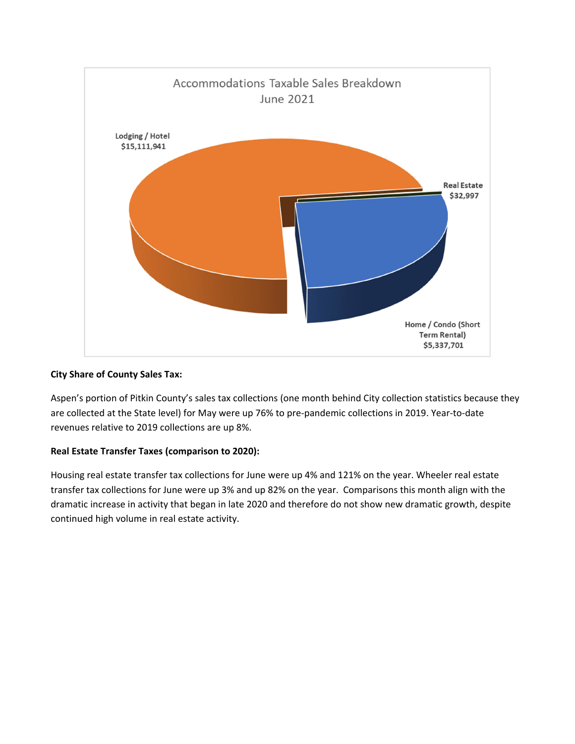Accommodations Taxable Sales Breakdown
June 2021

Lodging / Hotel
$15,111,941

Real Estate
$32,997

Home / Condo (Short Term Rental)
$5,337,701

**City Share of County Sales Tax:**

Aspen's portion of Pitkin County's sales tax collections (one month behind City collection statistics because they are collected at the State level) for May were up 76% to pre-pandemic collections in 2019. Year-to-date revenues relative to 2019 collections are up 8%.

**Real Estate Transfer Taxes (comparison to 2020):**

Housing real estate transfer tax collections for June were up 4% and 121% on the year. Wheeler real estate transfer tax collections for June were up 3% and up 82% on the year. Comparisons this month align with the dramatic increase in activity that began in late 2020 and therefore do not show new dramatic growth, despite continued high volume in real estate activity.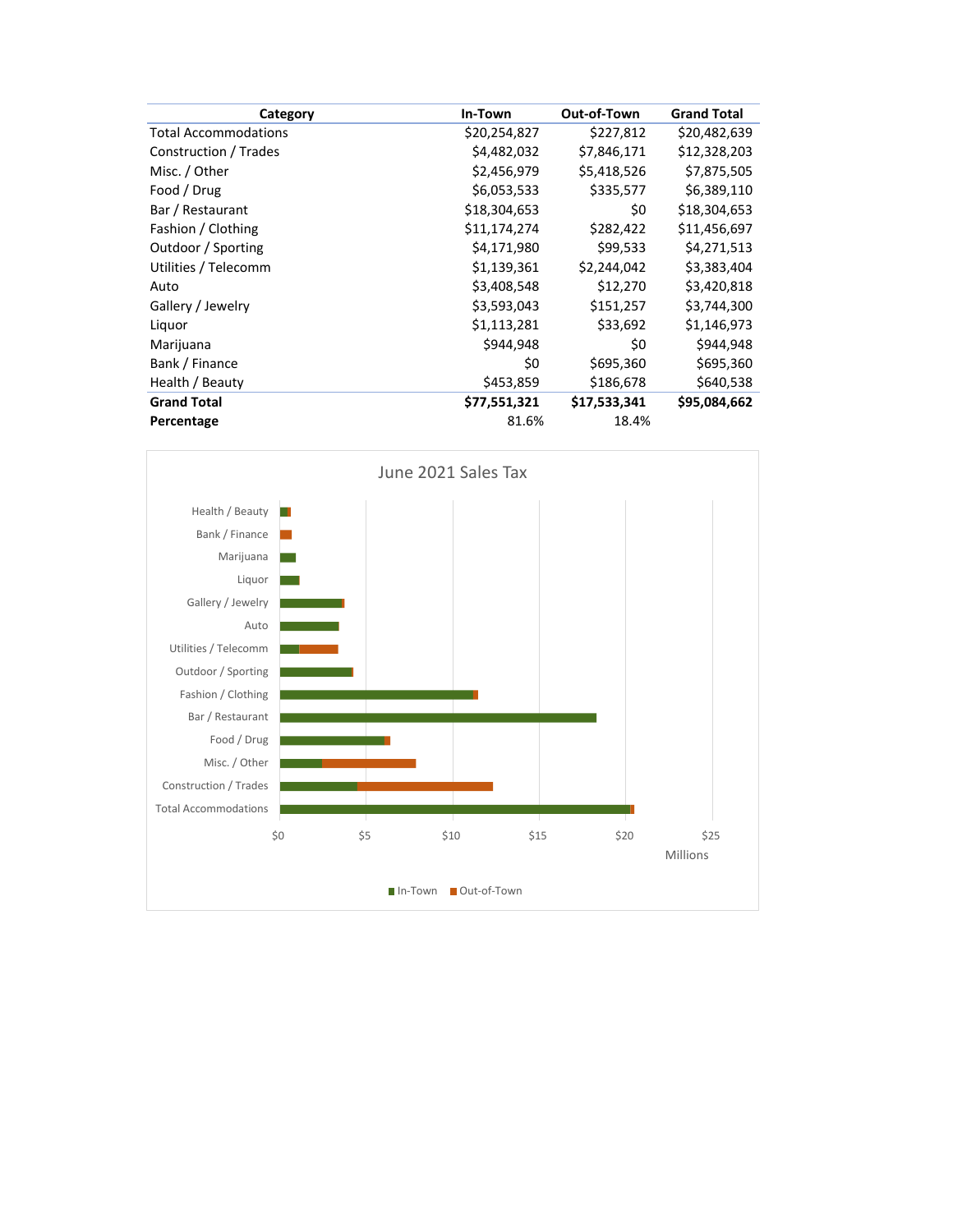| Category | In-Town | Out-of-Town | Grand Total |
|---|---|---|---|
| Total Accommodations | $20,254,827 | $227,812 | $20,482,639 |
| Construction / Trades | $4,482,032 | $7,846,171 | $12,328,203 |
| Misc. / Other | $2,456,979 | $5,418,526 | $7,875,505 |
| Food / Drug | $6,053,533 | $335,577 | $6,389,110 |
| Bar / Restaurant | $18,304,653 | $0 | $18,304,653 |
| Fashion / Clothing | $11,174,274 | $282,422 | $11,456,697 |
| Outdoor / Sporting | $4,171,980 | $99,533 | $4,271,513 |
| Utilities / Telecomm | $1,139,361 | $2,244,042 | $3,383,404 |
| Auto | $3,408,548 | $12,270 | $3,420,818 |
| Gallery / Jewelry | $3,593,043 | $151,257 | $3,744,300 |
| Liquor | $1,113,281 | $33,692 | $1,146,973 |
| Marijuana | $944,948 | $0 | $944,948 |
| Bank / Finance | $0 | $695,360 | $695,360 |
| Health / Beauty | $453,859 | $186,678 | $640,538 |
| **Grand Total** | **$77,551,321** | **$17,533,341** | **$95,084,662** |
| **Percentage** | 81.6% | 18.4% | |

June 2021 Sales Tax

| Category | In-Town | Out-of-Town |
|---|---|---|
| Health / Beauty | | |
| Bank / Finance | | |
| Marijuana | | |
| Liquor | | |
| Gallery / Jewelry | | |
| Auto | | |
| Utilities / Telecomm | | |
| Outdoor / Sporting | | |
| Fashion / Clothing | | |
| Bar / Restaurant | | |
| Food / Drug | | |
| Misc. / Other | | |
| Construction / Trades | | |
| Total Accommodations | | |

$0 $5 $10 $15 $20 $25

Millions

In-Town Out-of-Town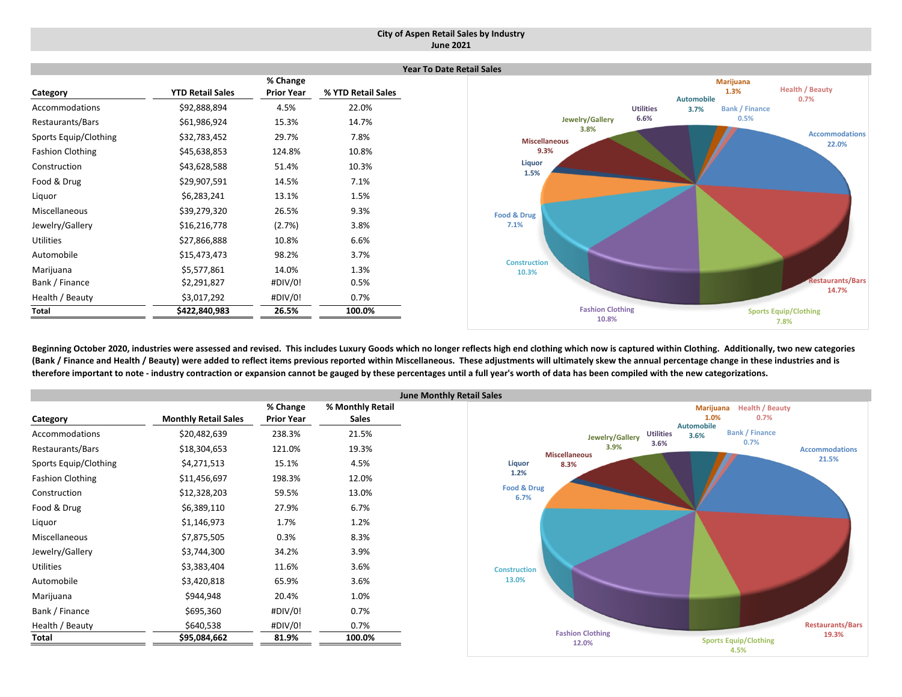# City of Aspen Retail Sales by Industry
## June 2021

### Year To Date Retail Sales

| Category | YTD Retail Sales | % Change Prior Year | % YTD Retail Sales |
|---|---|---|---|
| Accommodations | $92,888,894 | 4.5% | 22.0% |
| Restaurants/Bars | $61,986,924 | 15.3% | 14.7% |
| Sports Equip/Clothing | $32,783,452 | 29.7% | 7.8% |
| Fashion Clothing | $45,638,853 | 124.8% | 10.8% |
| Construction | $43,628,588 | 51.4% | 10.3% |
| Food & Drug | $29,907,591 | 14.5% | 7.1% |
| Liquor | $6,283,241 | 13.1% | 1.5% |
| Miscellaneous | $39,279,320 | 26.5% | 9.3% |
| Jewelry/Gallery | $16,216,778 | (2.7%) | 3.8% |
| Utilities | $27,866,888 | 10.8% | 6.6% |
| Automobile | $15,473,473 | 98.2% | 3.7% |
| Marijuana | $5,577,861 | 14.0% | 1.3% |
| Bank / Finance | $2,291,827 | #DIV/0! | 0.5% |
| Health / Beauty | $3,017,292 | #DIV/0! | 0.7% |
| **Total** | **$422,840,983** | **26.5%** | **100.0%** |

Chart labels: Accommodations 22.0%; Restaurants/Bars 14.7%; Sports Equip/Clothing 7.8%; Fashion Clothing 10.8%; Construction 10.3%; Food & Drug 7.1%; Liquor 1.5%; Miscellaneous 9.3%; Jewelry/Gallery 3.8%; Utilities 6.6%; Automobile 3.7%; Marijuana 1.3%; Bank / Finance 0.5%; Health / Beauty 0.7%

**Beginning October 2020, industries were assessed and revised. This includes Luxury Goods which no longer reflects high end clothing which now is captured within Clothing. Additionally, two new categories (Bank / Finance and Health / Beauty) were added to reflect items previous reported within Miscellaneous. These adjustments will ultimately skew the annual percentage change in these industries and is therefore important to note - industry contraction or expansion cannot be gauged by these percentages until a full year's worth of data has been compiled with the new categorizations.**

### June Monthly Retail Sales

| Category | Monthly Retail Sales | % Change Prior Year | % Monthly Retail Sales |
|---|---|---|---|
| Accommodations | $20,482,639 | 238.3% | 21.5% |
| Restaurants/Bars | $18,304,653 | 121.0% | 19.3% |
| Sports Equip/Clothing | $4,271,513 | 15.1% | 4.5% |
| Fashion Clothing | $11,456,697 | 198.3% | 12.0% |
| Construction | $12,328,203 | 59.5% | 13.0% |
| Food & Drug | $6,389,110 | 27.9% | 6.7% |
| Liquor | $1,146,973 | 1.7% | 1.2% |
| Miscellaneous | $7,875,505 | 0.3% | 8.3% |
| Jewelry/Gallery | $3,744,300 | 34.2% | 3.9% |
| Utilities | $3,383,404 | 11.6% | 3.6% |
| Automobile | $3,420,818 | 65.9% | 3.6% |
| Marijuana | $944,948 | 20.4% | 1.0% |
| Bank / Finance | $695,360 | #DIV/0! | 0.7% |
| Health / Beauty | $640,538 | #DIV/0! | 0.7% |
| **Total** | **$95,084,662** | **81.9%** | **100.0%** |

Chart labels: Accommodations 21.5%; Restaurants/Bars 19.3%; Sports Equip/Clothing 4.5%; Fashion Clothing 12.0%; Construction 13.0%; Food & Drug 6.7%; Liquor 1.2%; Miscellaneous 8.3%; Jewelry/Gallery 3.9%; Utilities 3.6%; Automobile 3.6%; Marijuana 1.0%; Health / Beauty 0.7%; Bank / Finance 0.7%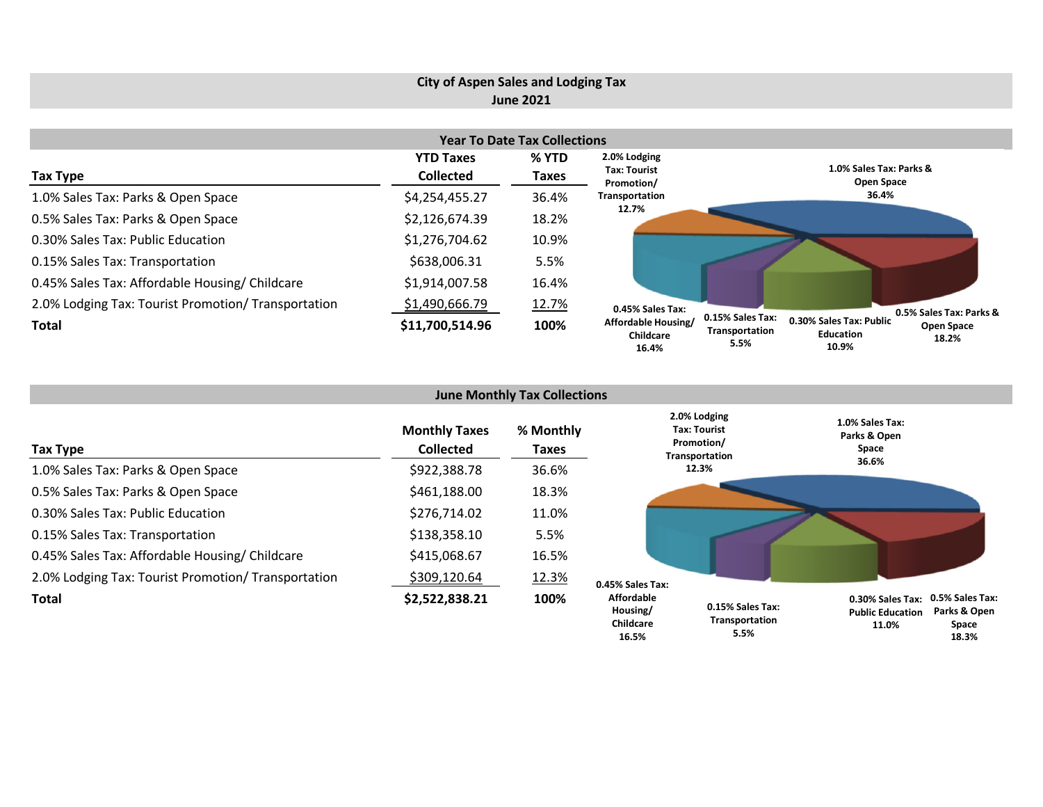# City of Aspen Sales and Lodging Tax
## June 2021

### Year To Date Tax Collections

| Tax Type | YTD Taxes Collected | % YTD Taxes |
|---|---|---|
| 1.0% Sales Tax: Parks & Open Space | $4,254,455.27 | 36.4% |
| 0.5% Sales Tax: Parks & Open Space | $2,126,674.39 | 18.2% |
| 0.30% Sales Tax: Public Education | $1,276,704.62 | 10.9% |
| 0.15% Sales Tax: Transportation | $638,006.31 | 5.5% |
| 0.45% Sales Tax: Affordable Housing/ Childcare | $1,914,007.58 | 16.4% |
| 2.0% Lodging Tax: Tourist Promotion/ Transportation | $1,490,666.79 | 12.7% |
| **Total** | **$11,700,514.96** | **100%** |

2.0% Lodging Tax: Tourist Promotion/ Transportation 12.7%
1.0% Sales Tax: Parks & Open Space 36.4%
0.45% Sales Tax: Affordable Housing/ Childcare 16.4%
0.15% Sales Tax: Transportation 5.5%
0.30% Sales Tax: Public Education 10.9%
0.5% Sales Tax: Parks & Open Space 18.2%

### June Monthly Tax Collections

| Tax Type | Monthly Taxes Collected | % Monthly Taxes |
|---|---|---|
| 1.0% Sales Tax: Parks & Open Space | $922,388.78 | 36.6% |
| 0.5% Sales Tax: Parks & Open Space | $461,188.00 | 18.3% |
| 0.30% Sales Tax: Public Education | $276,714.02 | 11.0% |
| 0.15% Sales Tax: Transportation | $138,358.10 | 5.5% |
| 0.45% Sales Tax: Affordable Housing/ Childcare | $415,068.67 | 16.5% |
| 2.0% Lodging Tax: Tourist Promotion/ Transportation | $309,120.64 | 12.3% |
| **Total** | **$2,522,838.21** | **100%** |

2.0% Lodging Tax: Tourist Promotion/ Transportation 12.3%
1.0% Sales Tax: Parks & Open Space 36.6%
0.45% Sales Tax: Affordable Housing/ Childcare 16.5%
0.15% Sales Tax: Transportation 5.5%
0.30% Sales Tax: Public Education 11.0%
0.5% Sales Tax: Parks & Open Space 18.3%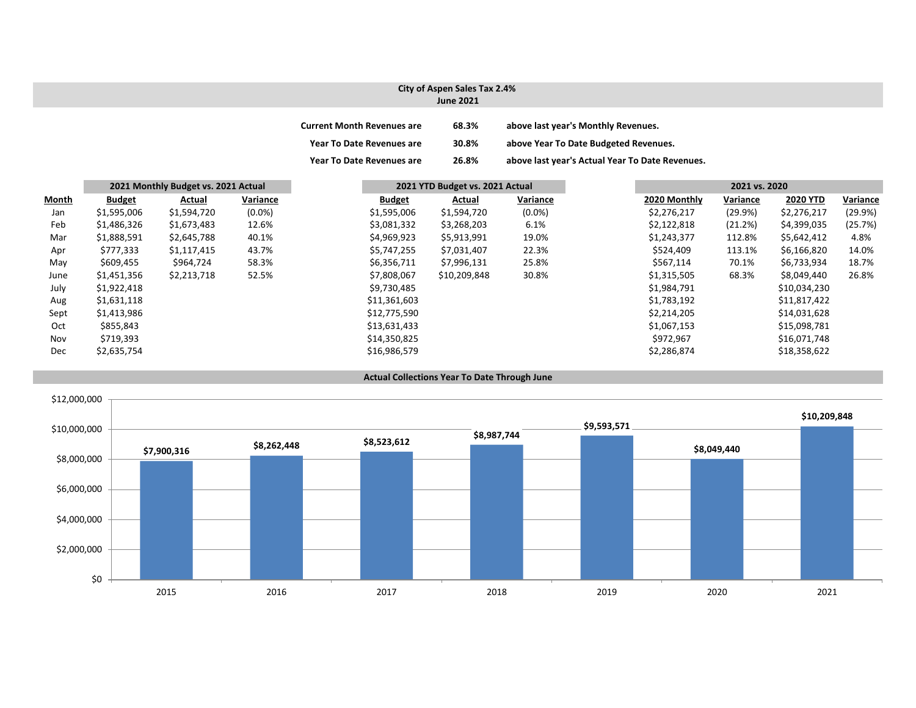# City of Aspen Sales Tax 2.4%
## June 2021

**Current Month Revenues are** **68.3%** **above last year's Monthly Revenues.**

**Year To Date Revenues are** **30.8%** **above Year To Date Budgeted Revenues.**

**Year To Date Revenues are** **26.8%** **above last year's Actual Year To Date Revenues.**

| | 2021 Monthly Budget vs. 2021 Actual | | | 2021 YTD Budget vs. 2021 Actual | | | 2021 vs. 2020 | | | |
|---|---|---|---|---|---|---|---|---|---|---|
| **Month** | **Budget** | **Actual** | **Variance** | **Budget** | **Actual** | **Variance** | **2020 Monthly** | **Variance** | **2020 YTD** | **Variance** |
| Jan | $1,595,006 | $1,594,720 | (0.0%) | $1,595,006 | $1,594,720 | (0.0%) | $2,276,217 | (29.9%) | $2,276,217 | (29.9%) |
| Feb | $1,486,326 | $1,673,483 | 12.6% | $3,081,332 | $3,268,203 | 6.1% | $2,122,818 | (21.2%) | $4,399,035 | (25.7%) |
| Mar | $1,888,591 | $2,645,788 | 40.1% | $4,969,923 | $5,913,991 | 19.0% | $1,243,377 | 112.8% | $5,642,412 | 4.8% |
| Apr | $777,333 | $1,117,415 | 43.7% | $5,747,255 | $7,031,407 | 22.3% | $524,409 | 113.1% | $6,166,820 | 14.0% |
| May | $609,455 | $964,724 | 58.3% | $6,356,711 | $7,996,131 | 25.8% | $567,114 | 70.1% | $6,733,934 | 18.7% |
| June | $1,451,356 | $2,213,718 | 52.5% | $7,808,067 | $10,209,848 | 30.8% | $1,315,505 | 68.3% | $8,049,440 | 26.8% |
| July | $1,922,418 | | | $9,730,485 | | | $1,984,791 | | $10,034,230 | |
| Aug | $1,631,118 | | | $11,361,603 | | | $1,783,192 | | $11,817,422 | |
| Sept | $1,413,986 | | | $12,775,590 | | | $2,214,205 | | $14,031,628 | |
| Oct | $855,843 | | | $13,631,433 | | | $1,067,153 | | $15,098,781 | |
| Nov | $719,393 | | | $14,350,825 | | | $972,967 | | $16,071,748 | |
| Dec | $2,635,754 | | | $16,986,579 | | | $2,286,874 | | $18,358,622 | |

## Actual Collections Year To Date Through June

| Year | Actual Collections |
|---|---|
| 2015 | $7,900,316 |
| 2016 | $8,262,448 |
| 2017 | $8,523,612 |
| 2018 | $8,987,744 |
| 2019 | $9,593,571 |
| 2020 | $8,049,440 |
| 2021 | $10,209,848 |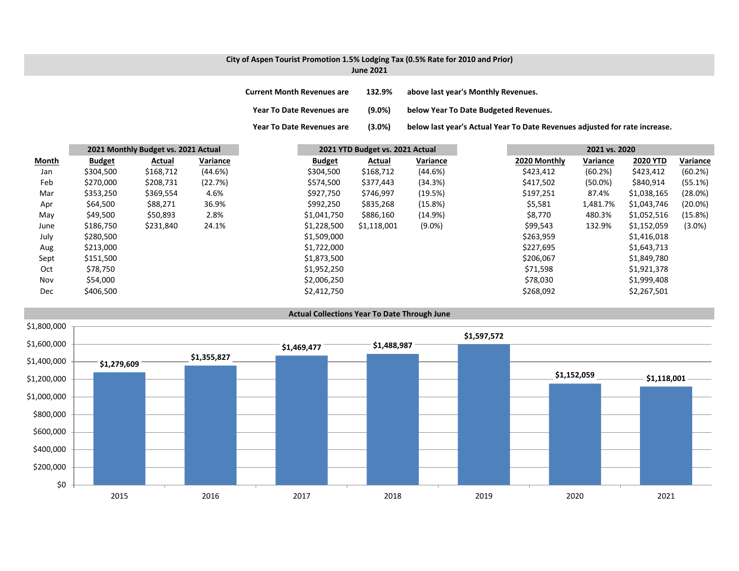## City of Aspen Tourist Promotion 1.5% Lodging Tax (0.5% Rate for 2010 and Prior)
### June 2021

**Current Month Revenues are** **132.9%** **above last year's Monthly Revenues.**

**Year To Date Revenues are** **(9.0%)** **below Year To Date Budgeted Revenues.**

**Year To Date Revenues are** **(3.0%)** **below last year's Actual Year To Date Revenues adjusted for rate increase.**

| | 2021 Monthly Budget vs. 2021 Actual | | | 2021 YTD Budget vs. 2021 Actual | | | 2021 vs. 2020 | | | |
|---|---|---|---|---|---|---|---|---|---|---|
| **Month** | **Budget** | **Actual** | **Variance** | **Budget** | **Actual** | **Variance** | **2020 Monthly** | **Variance** | **2020 YTD** | **Variance** |
| Jan | $304,500 | $168,712 | (44.6%) | $304,500 | $168,712 | (44.6%) | $423,412 | (60.2%) | $423,412 | (60.2%) |
| Feb | $270,000 | $208,731 | (22.7%) | $574,500 | $377,443 | (34.3%) | $417,502 | (50.0%) | $840,914 | (55.1%) |
| Mar | $353,250 | $369,554 | 4.6% | $927,750 | $746,997 | (19.5%) | $197,251 | 87.4% | $1,038,165 | (28.0%) |
| Apr | $64,500 | $88,271 | 36.9% | $992,250 | $835,268 | (15.8%) | $5,581 | 1,481.7% | $1,043,746 | (20.0%) |
| May | $49,500 | $50,893 | 2.8% | $1,041,750 | $886,160 | (14.9%) | $8,770 | 480.3% | $1,052,516 | (15.8%) |
| June | $186,750 | $231,840 | 24.1% | $1,228,500 | $1,118,001 | (9.0%) | $99,543 | 132.9% | $1,152,059 | (3.0%) |
| July | $280,500 | | | $1,509,000 | | | $263,959 | | $1,416,018 | |
| Aug | $213,000 | | | $1,722,000 | | | $227,695 | | $1,643,713 | |
| Sept | $151,500 | | | $1,873,500 | | | $206,067 | | $1,849,780 | |
| Oct | $78,750 | | | $1,952,250 | | | $71,598 | | $1,921,378 | |
| Nov | $54,000 | | | $2,006,250 | | | $78,030 | | $1,999,408 | |
| Dec | $406,500 | | | $2,412,750 | | | $268,092 | | $2,267,501 | |

### Actual Collections Year To Date Through June

| Year | Amount |
|---|---|
| 2015 | $1,279,609 |
| 2016 | $1,355,827 |
| 2017 | $1,469,477 |
| 2018 | $1,488,987 |
| 2019 | $1,597,572 |
| 2020 | $1,152,059 |
| 2021 | $1,118,001 |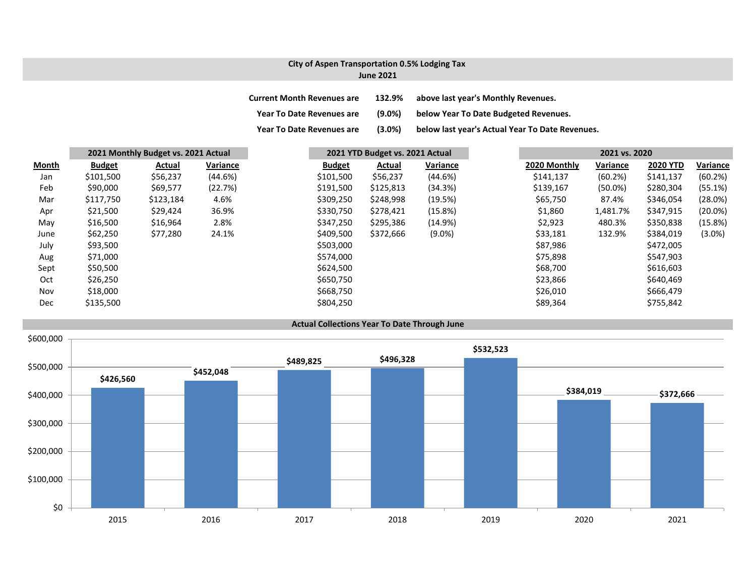## City of Aspen Transportation 0.5% Lodging Tax
### June 2021

**Current Month Revenues are** **132.9%** **above last year's Monthly Revenues.**

**Year To Date Revenues are** **(9.0%)** **below Year To Date Budgeted Revenues.**

**Year To Date Revenues are** **(3.0%)** **below last year's Actual Year To Date Revenues.**

| | 2021 Monthly Budget vs. 2021 Actual | | | 2021 YTD Budget vs. 2021 Actual | | | 2021 vs. 2020 | | | |
|---|---|---|---|---|---|---|---|---|---|---|
| **Month** | **Budget** | **Actual** | **Variance** | **Budget** | **Actual** | **Variance** | **2020 Monthly** | **Variance** | **2020 YTD** | **Variance** |
| Jan | $101,500 | $56,237 | (44.6%) | $101,500 | $56,237 | (44.6%) | $141,137 | (60.2%) | $141,137 | (60.2%) |
| Feb | $90,000 | $69,577 | (22.7%) | $191,500 | $125,813 | (34.3%) | $139,167 | (50.0%) | $280,304 | (55.1%) |
| Mar | $117,750 | $123,184 | 4.6% | $309,250 | $248,998 | (19.5%) | $65,750 | 87.4% | $346,054 | (28.0%) |
| Apr | $21,500 | $29,424 | 36.9% | $330,750 | $278,421 | (15.8%) | $1,860 | 1,481.7% | $347,915 | (20.0%) |
| May | $16,500 | $16,964 | 2.8% | $347,250 | $295,386 | (14.9%) | $2,923 | 480.3% | $350,838 | (15.8%) |
| June | $62,250 | $77,280 | 24.1% | $409,500 | $372,666 | (9.0%) | $33,181 | 132.9% | $384,019 | (3.0%) |
| July | $93,500 | | | $503,000 | | | $87,986 | | $472,005 | |
| Aug | $71,000 | | | $574,000 | | | $75,898 | | $547,903 | |
| Sept | $50,500 | | | $624,500 | | | $68,700 | | $616,603 | |
| Oct | $26,250 | | | $650,750 | | | $23,866 | | $640,469 | |
| Nov | $18,000 | | | $668,750 | | | $26,010 | | $666,479 | |
| Dec | $135,500 | | | $804,250 | | | $89,364 | | $755,842 | |

### Actual Collections Year To Date Through June

| Year | Collections |
|---|---|
| 2015 | $426,560 |
| 2016 | $452,048 |
| 2017 | $489,825 |
| 2018 | $496,328 |
| 2019 | $532,523 |
| 2020 | $384,019 |
| 2021 | $372,666 |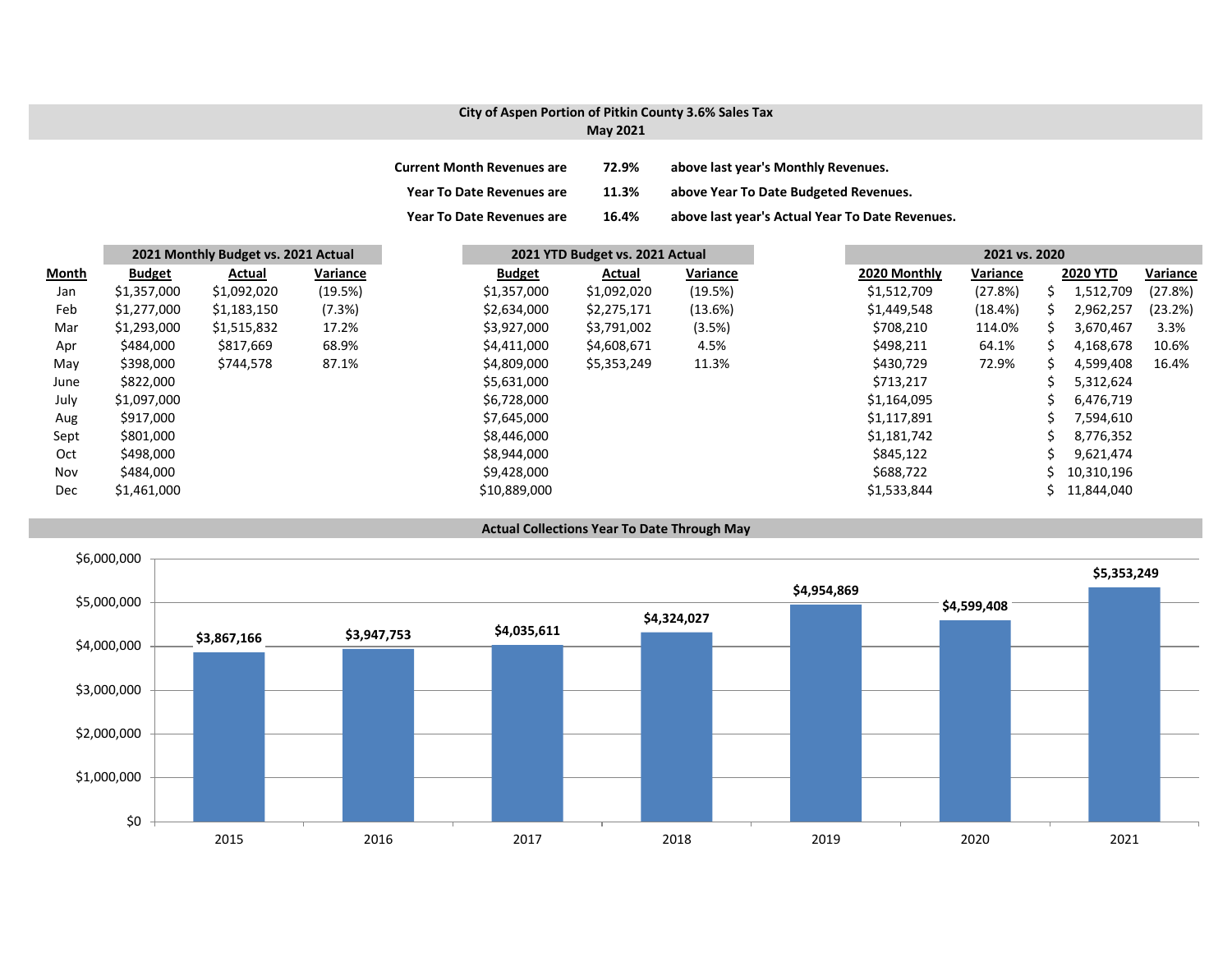**City of Aspen Portion of Pitkin County 3.6% Sales Tax**
**May 2021**

| | | |
|---|---|---|
| **Current Month Revenues are** | **72.9%** | **above last year's Monthly Revenues.** |
| **Year To Date Revenues are** | **11.3%** | **above Year To Date Budgeted Revenues.** |
| **Year To Date Revenues are** | **16.4%** | **above last year's Actual Year To Date Revenues.** |

| | 2021 Monthly Budget vs. 2021 Actual | | | 2021 YTD Budget vs. 2021 Actual | | | 2021 vs. 2020 | | | |
|---|---|---|---|---|---|---|---|---|---|---|
| **Month** | **Budget** | **Actual** | **Variance** | **Budget** | **Actual** | **Variance** | **2020 Monthly** | **Variance** | **2020 YTD** | **Variance** |
| Jan | $1,357,000 | $1,092,020 | (19.5%) | $1,357,000 | $1,092,020 | (19.5%) | $1,512,709 | (27.8%) | $ 1,512,709 | (27.8%) |
| Feb | $1,277,000 | $1,183,150 | (7.3%) | $2,634,000 | $2,275,171 | (13.6%) | $1,449,548 | (18.4%) | $ 2,962,257 | (23.2%) |
| Mar | $1,293,000 | $1,515,832 | 17.2% | $3,927,000 | $3,791,002 | (3.5%) | $708,210 | 114.0% | $ 3,670,467 | 3.3% |
| Apr | $484,000 | $817,669 | 68.9% | $4,411,000 | $4,608,671 | 4.5% | $498,211 | 64.1% | $ 4,168,678 | 10.6% |
| May | $398,000 | $744,578 | 87.1% | $4,809,000 | $5,353,249 | 11.3% | $430,729 | 72.9% | $ 4,599,408 | 16.4% |
| June | $822,000 | | | $5,631,000 | | | $713,217 | | $ 5,312,624 | |
| July | $1,097,000 | | | $6,728,000 | | | $1,164,095 | | $ 6,476,719 | |
| Aug | $917,000 | | | $7,645,000 | | | $1,117,891 | | $ 7,594,610 | |
| Sept | $801,000 | | | $8,446,000 | | | $1,181,742 | | $ 8,776,352 | |
| Oct | $498,000 | | | $8,944,000 | | | $845,122 | | $ 9,621,474 | |
| Nov | $484,000 | | | $9,428,000 | | | $688,722 | | $ 10,310,196 | |
| Dec | $1,461,000 | | | $10,889,000 | | | $1,533,844 | | $ 11,844,040 | |

**Actual Collections Year To Date Through May**

| Year | Collections |
|---|---|
| 2015 | $3,867,166 |
| 2016 | $3,947,753 |
| 2017 | $4,035,611 |
| 2018 | $4,324,027 |
| 2019 | $4,954,869 |
| 2020 | $4,599,408 |
| 2021 | $5,353,249 |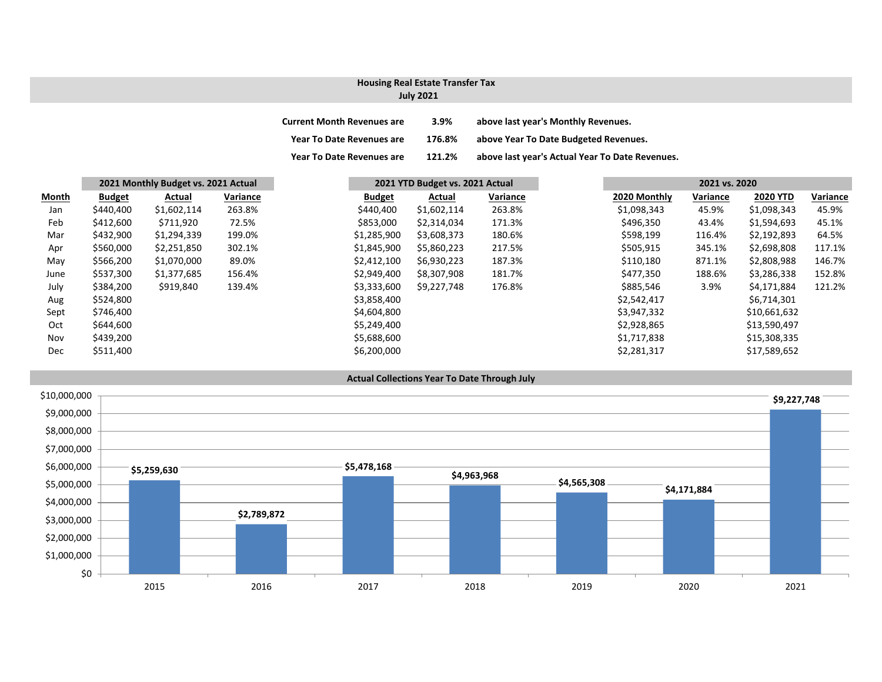## Housing Real Estate Transfer Tax
### July 2021

**Current Month Revenues are 3.9% above last year's Monthly Revenues.**

**Year To Date Revenues are 176.8% above Year To Date Budgeted Revenues.**

**Year To Date Revenues are 121.2% above last year's Actual Year To Date Revenues.**

| | 2021 Monthly Budget vs. 2021 Actual | | | 2021 YTD Budget vs. 2021 Actual | | | 2021 vs. 2020 | | | |
|---|---|---|---|---|---|---|---|---|---|---|
| **Month** | **Budget** | **Actual** | **Variance** | **Budget** | **Actual** | **Variance** | **2020 Monthly** | **Variance** | **2020 YTD** | **Variance** |
| Jan | $440,400 | $1,602,114 | 263.8% | $440,400 | $1,602,114 | 263.8% | $1,098,343 | 45.9% | $1,098,343 | 45.9% |
| Feb | $412,600 | $711,920 | 72.5% | $853,000 | $2,314,034 | 171.3% | $496,350 | 43.4% | $1,594,693 | 45.1% |
| Mar | $432,900 | $1,294,339 | 199.0% | $1,285,900 | $3,608,373 | 180.6% | $598,199 | 116.4% | $2,192,893 | 64.5% |
| Apr | $560,000 | $2,251,850 | 302.1% | $1,845,900 | $5,860,223 | 217.5% | $505,915 | 345.1% | $2,698,808 | 117.1% |
| May | $566,200 | $1,070,000 | 89.0% | $2,412,100 | $6,930,223 | 187.3% | $110,180 | 871.1% | $2,808,988 | 146.7% |
| June | $537,300 | $1,377,685 | 156.4% | $2,949,400 | $8,307,908 | 181.7% | $477,350 | 188.6% | $3,286,338 | 152.8% |
| July | $384,200 | $919,840 | 139.4% | $3,333,600 | $9,227,748 | 176.8% | $885,546 | 3.9% | $4,171,884 | 121.2% |
| Aug | $524,800 | | | $3,858,400 | | | $2,542,417 | | $6,714,301 | |
| Sept | $746,400 | | | $4,604,800 | | | $3,947,332 | | $10,661,632 | |
| Oct | $644,600 | | | $5,249,400 | | | $2,928,865 | | $13,590,497 | |
| Nov | $439,200 | | | $5,688,600 | | | $1,717,838 | | $15,308,335 | |
| Dec | $511,400 | | | $6,200,000 | | | $2,281,317 | | $17,589,652 | |

### Actual Collections Year To Date Through July

| Year | Amount |
|---|---|
| 2015 | $5,259,630 |
| 2016 | $2,789,872 |
| 2017 | $5,478,168 |
| 2018 | $4,963,968 |
| 2019 | $4,565,308 |
| 2020 | $4,171,884 |
| 2021 | $9,227,748 |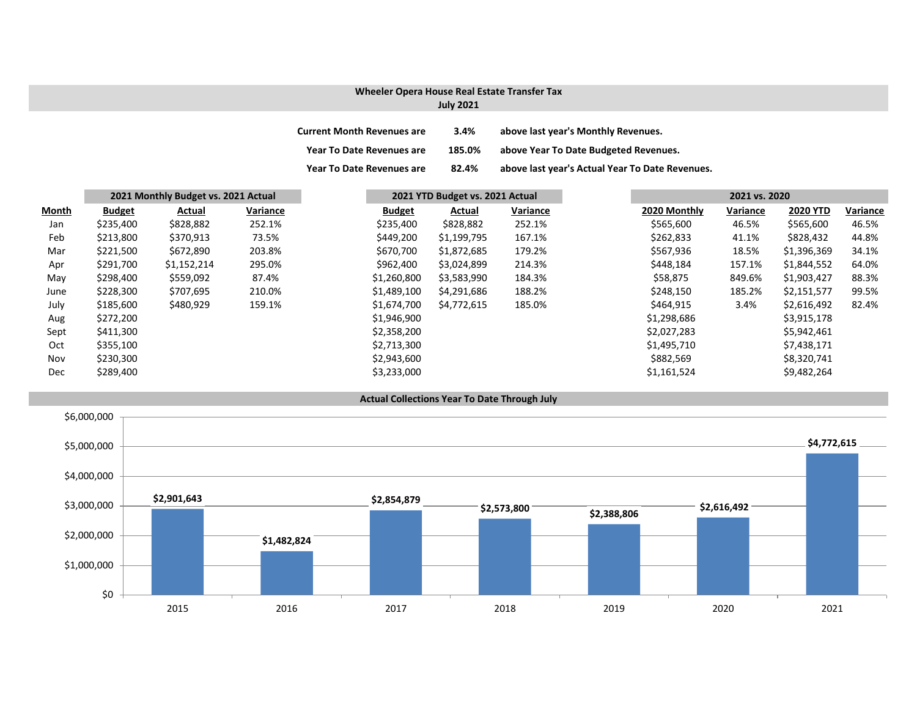**Wheeler Opera House Real Estate Transfer Tax**
**July 2021**

**Current Month Revenues are 3.4% above last year's Monthly Revenues.**
**Year To Date Revenues are 185.0% above Year To Date Budgeted Revenues.**
**Year To Date Revenues are 82.4% above last year's Actual Year To Date Revenues.**

| | 2021 Monthly Budget vs. 2021 Actual | | | 2021 YTD Budget vs. 2021 Actual | | | 2021 vs. 2020 | | | |
|---|---|---|---|---|---|---|---|---|---|---|
| **Month** | **Budget** | **Actual** | **Variance** | **Budget** | **Actual** | **Variance** | **2020 Monthly** | **Variance** | **2020 YTD** | **Variance** |
| Jan | $235,400 | $828,882 | 252.1% | $235,400 | $828,882 | 252.1% | $565,600 | 46.5% | $565,600 | 46.5% |
| Feb | $213,800 | $370,913 | 73.5% | $449,200 | $1,199,795 | 167.1% | $262,833 | 41.1% | $828,432 | 44.8% |
| Mar | $221,500 | $672,890 | 203.8% | $670,700 | $1,872,685 | 179.2% | $567,936 | 18.5% | $1,396,369 | 34.1% |
| Apr | $291,700 | $1,152,214 | 295.0% | $962,400 | $3,024,899 | 214.3% | $448,184 | 157.1% | $1,844,552 | 64.0% |
| May | $298,400 | $559,092 | 87.4% | $1,260,800 | $3,583,990 | 184.3% | $58,875 | 849.6% | $1,903,427 | 88.3% |
| June | $228,300 | $707,695 | 210.0% | $1,489,100 | $4,291,686 | 188.2% | $248,150 | 185.2% | $2,151,577 | 99.5% |
| July | $185,600 | $480,929 | 159.1% | $1,674,700 | $4,772,615 | 185.0% | $464,915 | 3.4% | $2,616,492 | 82.4% |
| Aug | $272,200 | | | $1,946,900 | | | $1,298,686 | | $3,915,178 | |
| Sept | $411,300 | | | $2,358,200 | | | $2,027,283 | | $5,942,461 | |
| Oct | $355,100 | | | $2,713,300 | | | $1,495,710 | | $7,438,171 | |
| Nov | $230,300 | | | $2,943,600 | | | $882,569 | | $8,320,741 | |
| Dec | $289,400 | | | $3,233,000 | | | $1,161,524 | | $9,482,264 | |

**Actual Collections Year To Date Through July**

$6,000,000
$5,000,000
$4,000,000
$3,000,000
$2,000,000
$1,000,000
$0

2015: $2,901,643
2016: $1,482,824
2017: $2,854,879
2018: $2,573,800
2019: $2,388,806
2020: $2,616,492
2021: $4,772,615